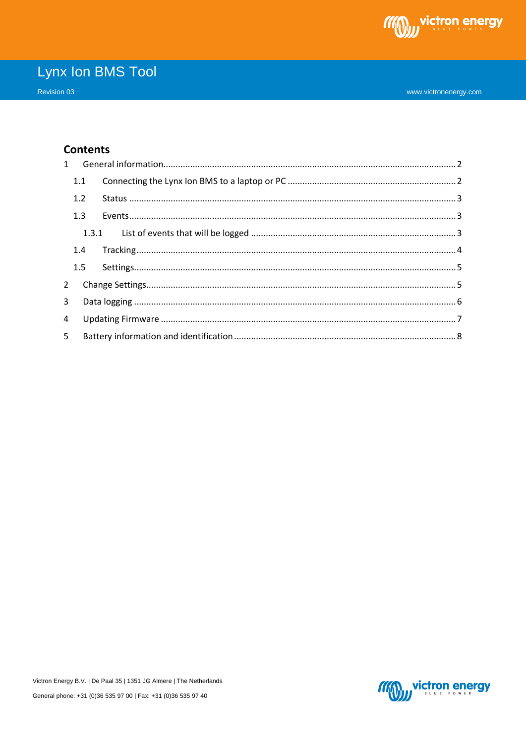# Lynx Ion BMS Tool

Revision 03

www.victronenergy.com

## Contents

1 General information .......... 2

- 1.1 Connecting the Lynx Ion BMS to a laptop or PC .......... 2
- 1.2 Status .......... 3
- 1.3 Events .......... 3
  - 1.3.1 List of events that will be logged .......... 3
- 1.4 Tracking .......... 4
- 1.5 Settings .......... 5

2 Change Settings .......... 5

3 Data logging .......... 6

4 Updating Firmware .......... 7

5 Battery information and identification .......... 8

Victron Energy B.V. | De Paal 35 | 1351 JG Almere | The Netherlands

General phone: +31 (0)36 535 97 00 | Fax: +31 (0)36 535 97 40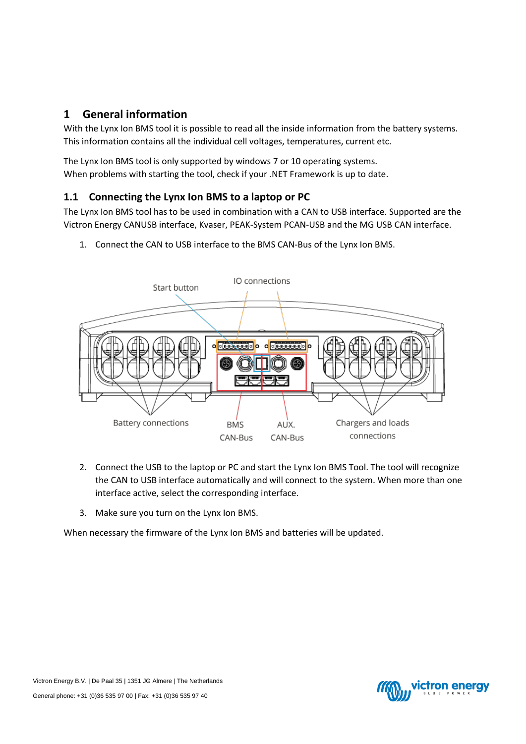# 1 General information

With the Lynx Ion BMS tool it is possible to read all the inside information from the battery systems. This information contains all the individual cell voltages, temperatures, current etc.

The Lynx Ion BMS tool is only supported by windows 7 or 10 operating systems.
When problems with starting the tool, check if your .NET Framework is up to date.

## 1.1 Connecting the Lynx Ion BMS to a laptop or PC

The Lynx Ion BMS tool has to be used in combination with a CAN to USB interface. Supported are the Victron Energy CANUSB interface, Kvaser, PEAK-System PCAN-USB and the MG USB CAN interface.

1. Connect the CAN to USB interface to the BMS CAN-Bus of the Lynx Ion BMS.

2. Connect the USB to the laptop or PC and start the Lynx Ion BMS Tool. The tool will recognize the CAN to USB interface automatically and will connect to the system. When more than one interface active, select the corresponding interface.

3. Make sure you turn on the Lynx Ion BMS.

When necessary the firmware of the Lynx Ion BMS and batteries will be updated.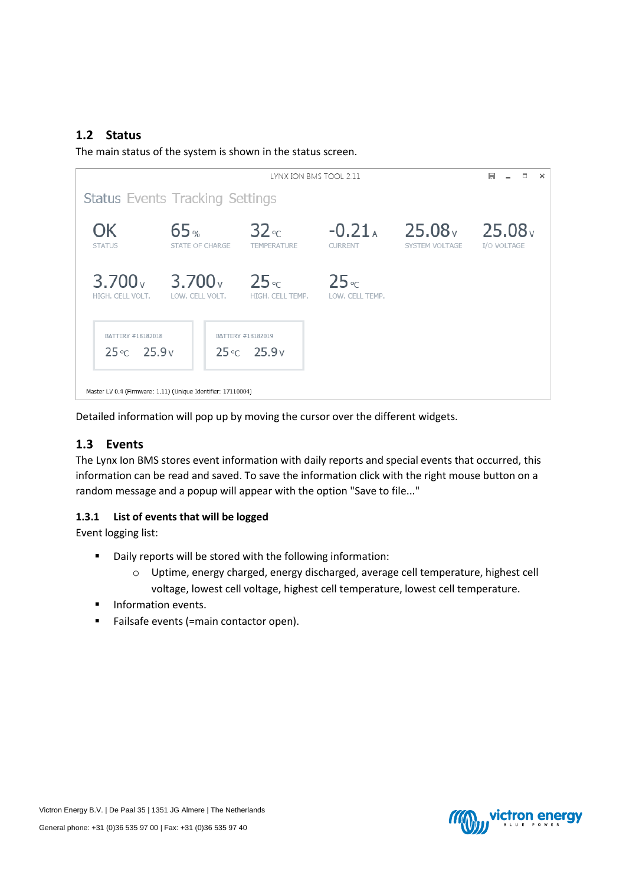## 1.2 Status

The main status of the system is shown in the status screen.

LYNX ION BMS TOOL 2.11

Status Events Tracking Settings

| OK | 65 % | 32 °C | -0.21 A | 25.08 V | 25.08 V |
|---|---|---|---|---|---|
| STATUS | STATE OF CHARGE | TEMPERATURE | CURRENT | SYSTEM VOLTAGE | I/O VOLTAGE |
| 3.700 V | 3.700 V | 25 °C | 25 °C | | |
| HIGH. CELL VOLT. | LOW. CELL VOLT. | HIGH. CELL TEMP. | LOW. CELL TEMP. | | |

BATTERY #18182018
25 °C 25.9 V

BATTERY #18182019
25 °C 25.9 V

Master LV 0.4 (Firmware: 1.11) (Unique Identifier: 17110004)

Detailed information will pop up by moving the cursor over the different widgets.

## 1.3 Events

The Lynx Ion BMS stores event information with daily reports and special events that occurred, this information can be read and saved. To save the information click with the right mouse button on a random message and a popup will appear with the option "Save to file..."

### 1.3.1 List of events that will be logged

Event logging list:

- Daily reports will be stored with the following information:
  - Uptime, energy charged, energy discharged, average cell temperature, highest cell voltage, lowest cell voltage, highest cell temperature, lowest cell temperature.
- Information events.
- Failsafe events (=main contactor open).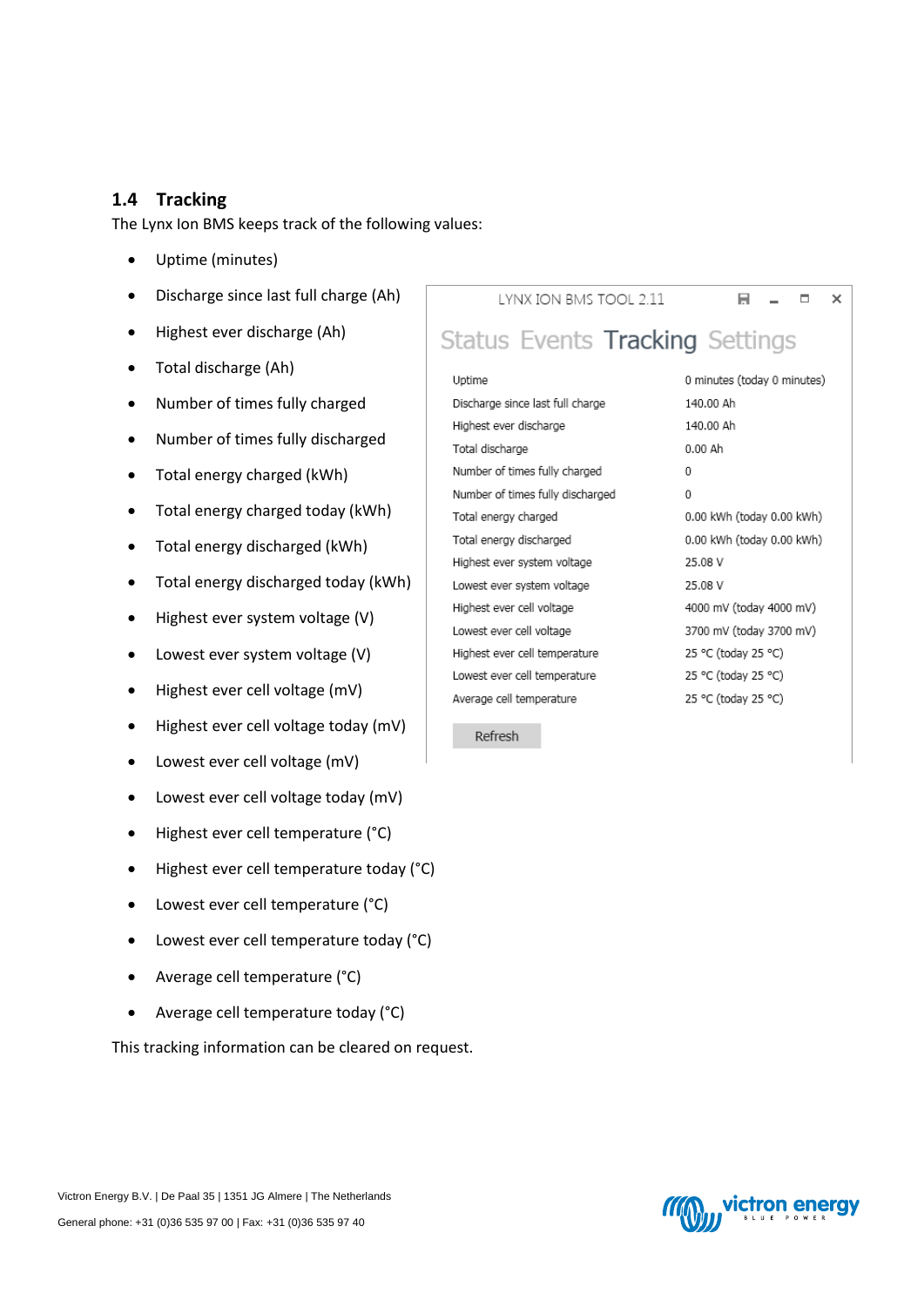## 1.4 Tracking

The Lynx Ion BMS keeps track of the following values:

- Uptime (minutes)
- Discharge since last full charge (Ah)
- Highest ever discharge (Ah)
- Total discharge (Ah)
- Number of times fully charged
- Number of times fully discharged
- Total energy charged (kWh)
- Total energy charged today (kWh)
- Total energy discharged (kWh)
- Total energy discharged today (kWh)
- Highest ever system voltage (V)
- Lowest ever system voltage (V)
- Highest ever cell voltage (mV)
- Highest ever cell voltage today (mV)
- Lowest ever cell voltage (mV)
- Lowest ever cell voltage today (mV)
- Highest ever cell temperature (°C)
- Highest ever cell temperature today (°C)
- Lowest ever cell temperature (°C)
- Lowest ever cell temperature today (°C)
- Average cell temperature (°C)
- Average cell temperature today (°C)

LYNX ION BMS TOOL 2.11

Status Events **Tracking** Settings

| | |
|---|---|
| Uptime | 0 minutes (today 0 minutes) |
| Discharge since last full charge | 140.00 Ah |
| Highest ever discharge | 140.00 Ah |
| Total discharge | 0.00 Ah |
| Number of times fully charged | 0 |
| Number of times fully discharged | 0 |
| Total energy charged | 0.00 kWh (today 0.00 kWh) |
| Total energy discharged | 0.00 kWh (today 0.00 kWh) |
| Highest ever system voltage | 25.08 V |
| Lowest ever system voltage | 25.08 V |
| Highest ever cell voltage | 4000 mV (today 4000 mV) |
| Lowest ever cell voltage | 3700 mV (today 3700 mV) |
| Highest ever cell temperature | 25 °C (today 25 °C) |
| Lowest ever cell temperature | 25 °C (today 25 °C) |
| Average cell temperature | 25 °C (today 25 °C) |

Refresh

This tracking information can be cleared on request.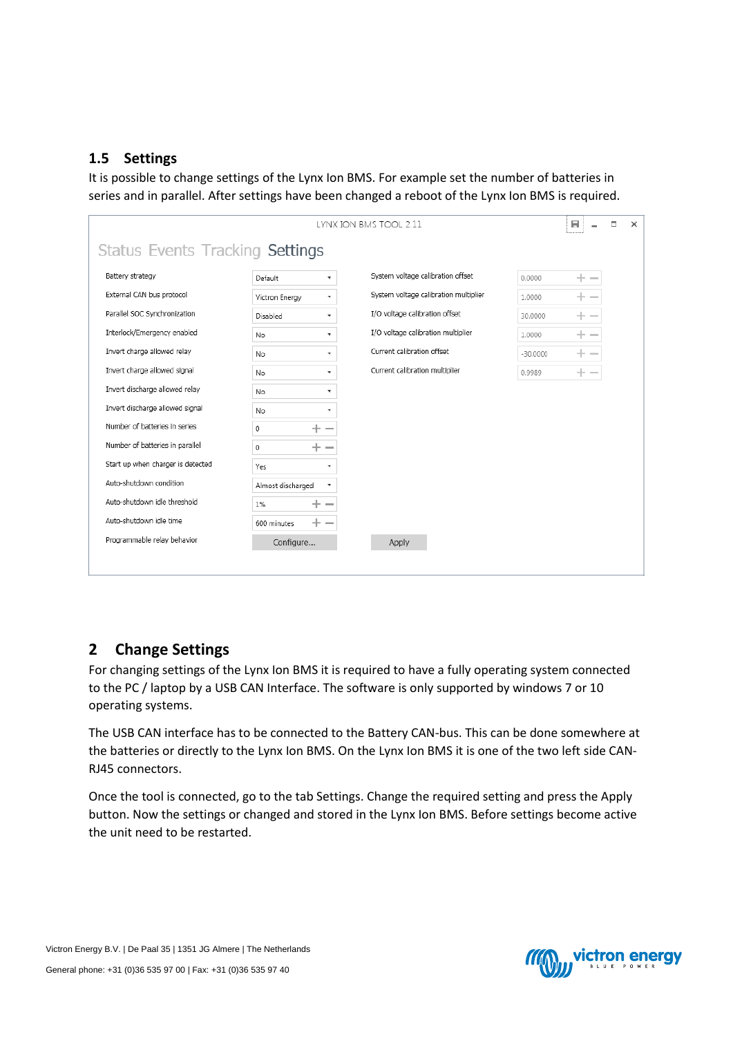## 1.5 Settings

It is possible to change settings of the Lynx Ion BMS. For example set the number of batteries in series and in parallel. After settings have been changed a reboot of the Lynx Ion BMS is required.

LYNX ION BMS TOOL 2.11

Status Events Tracking **Settings**

| Setting | Value | Setting | Value |
|---|---|---|---|
| Battery strategy | Default | System voltage calibration offset | 0.0000 |
| External CAN bus protocol | Victron Energy | System voltage calibration multiplier | 1.0000 |
| Parallel SOC Synchronization | Disabled | I/O voltage calibration offset | 30.0000 |
| Interlock/Emergency enabled | No | I/O voltage calibration multiplier | 1.0000 |
| Invert charge allowed relay | No | Current calibration offset | -30.0000 |
| Invert charge allowed signal | No | Current calibration multiplier | 0.9989 |
| Invert discharge allowed relay | No | | |
| Invert discharge allowed signal | No | | |
| Number of batteries in series | 0 | | |
| Number of batteries in parallel | 0 | | |
| Start up when charger is detected | Yes | | |
| Auto-shutdown condition | Almost discharged | | |
| Auto-shutdown idle threshold | 1% | | |
| Auto-shutdown idle time | 600 minutes | | |
| Programmable relay behavior | Configure... | Apply | |

# 2 Change Settings

For changing settings of the Lynx Ion BMS it is required to have a fully operating system connected to the PC / laptop by a USB CAN Interface. The software is only supported by windows 7 or 10 operating systems.

The USB CAN interface has to be connected to the Battery CAN-bus. This can be done somewhere at the batteries or directly to the Lynx Ion BMS. On the Lynx Ion BMS it is one of the two left side CAN-RJ45 connectors.

Once the tool is connected, go to the tab Settings. Change the required setting and press the Apply button. Now the settings or changed and stored in the Lynx Ion BMS. Before settings become active the unit need to be restarted.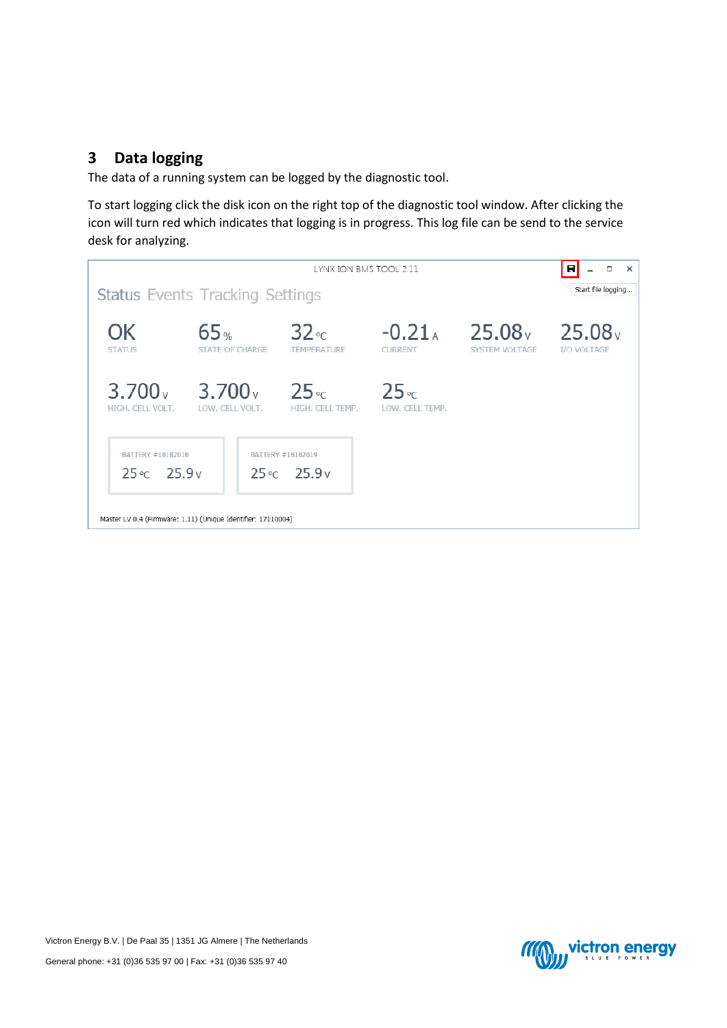## 3 Data logging

The data of a running system can be logged by the diagnostic tool.

To start logging click the disk icon on the right top of the diagnostic tool window. After clicking the icon will turn red which indicates that logging is in progress. This log file can be send to the service desk for analyzing.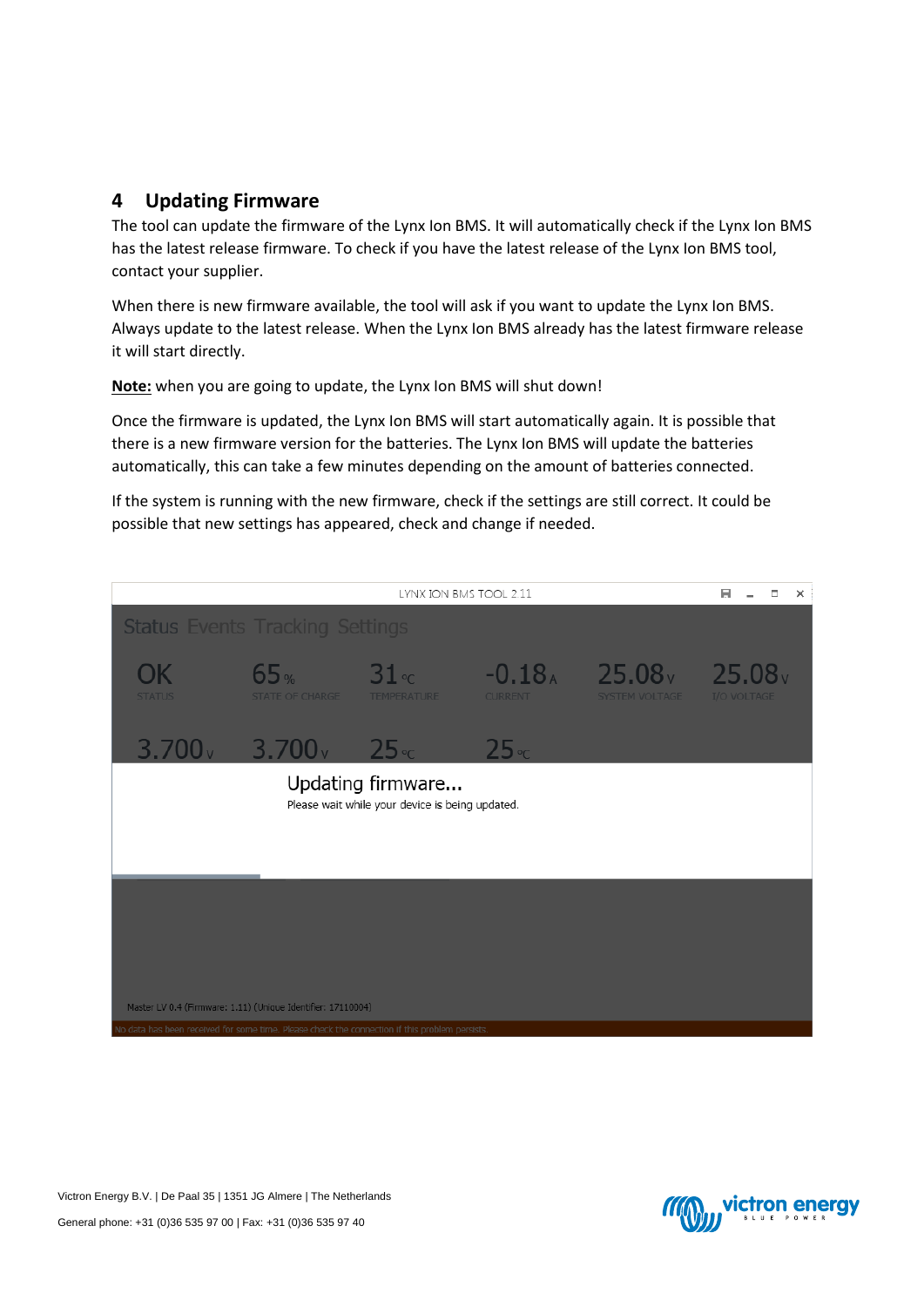## 4 Updating Firmware

The tool can update the firmware of the Lynx Ion BMS. It will automatically check if the Lynx Ion BMS has the latest release firmware. To check if you have the latest release of the Lynx Ion BMS tool, contact your supplier.

When there is new firmware available, the tool will ask if you want to update the Lynx Ion BMS. Always update to the latest release. When the Lynx Ion BMS already has the latest firmware release it will start directly.

**Note:** when you are going to update, the Lynx Ion BMS will shut down!

Once the firmware is updated, the Lynx Ion BMS will start automatically again. It is possible that there is a new firmware version for the batteries. The Lynx Ion BMS will update the batteries automatically, this can take a few minutes depending on the amount of batteries connected.

If the system is running with the new firmware, check if the settings are still correct. It could be possible that new settings has appeared, check and change if needed.

LYNX ION BMS TOOL 2.11

Status Events Tracking Settings

| OK | 65 % | 31 °C | -0.18 A | 25.08 V | 25.08 V |
|---|---|---|---|---|---|
| STATUS | STATE OF CHARGE | TEMPERATURE | CURRENT | SYSTEM VOLTAGE | I/O VOLTAGE |
| 3.700 V | 3.700 V | 25 °C | 25 °C | | |

Updating firmware...

Please wait while your device is being updated.

Master LV 0.4 (Firmware: 1.11) (Unique Identifier: 17110004)

No data has been received for some time. Please check the connection if this problem persists.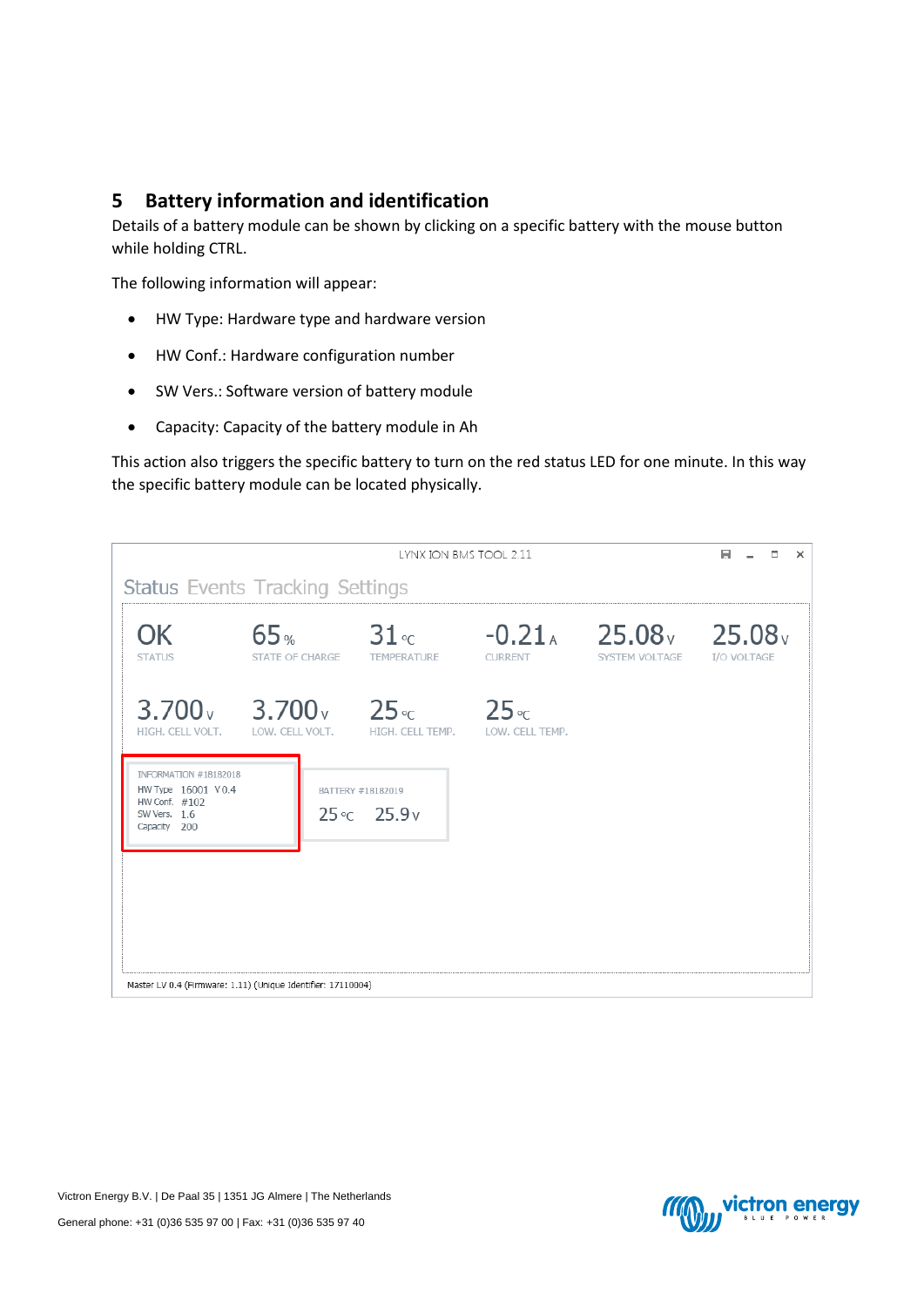# 5 Battery information and identification

Details of a battery module can be shown by clicking on a specific battery with the mouse button while holding CTRL.

The following information will appear:

- HW Type: Hardware type and hardware version
- HW Conf.: Hardware configuration number
- SW Vers.: Software version of battery module
- Capacity: Capacity of the battery module in Ah

This action also triggers the specific battery to turn on the red status LED for one minute. In this way the specific battery module can be located physically.

LYNX ION BMS TOOL 2.11

Status Events Tracking Settings

OK
STATUS

65 %
STATE OF CHARGE

31 °C
TEMPERATURE

-0.21 A
CURRENT

25.08 V
SYSTEM VOLTAGE

25.08 V
I/O VOLTAGE

3.700 V
HIGH. CELL VOLT.

3.700 V
LOW. CELL VOLT.

25 °C
HIGH. CELL TEMP.

25 °C
LOW. CELL TEMP.

INFORMATION #18182018
HW Type 16001 V0.4
HW Conf. #102
SW Vers. 1.6
Capacity 200

BATTERY #18182019
25 °C 25.9 V

Master LV 0.4 (Firmware: 1.11) (Unique Identifier: 17110004)